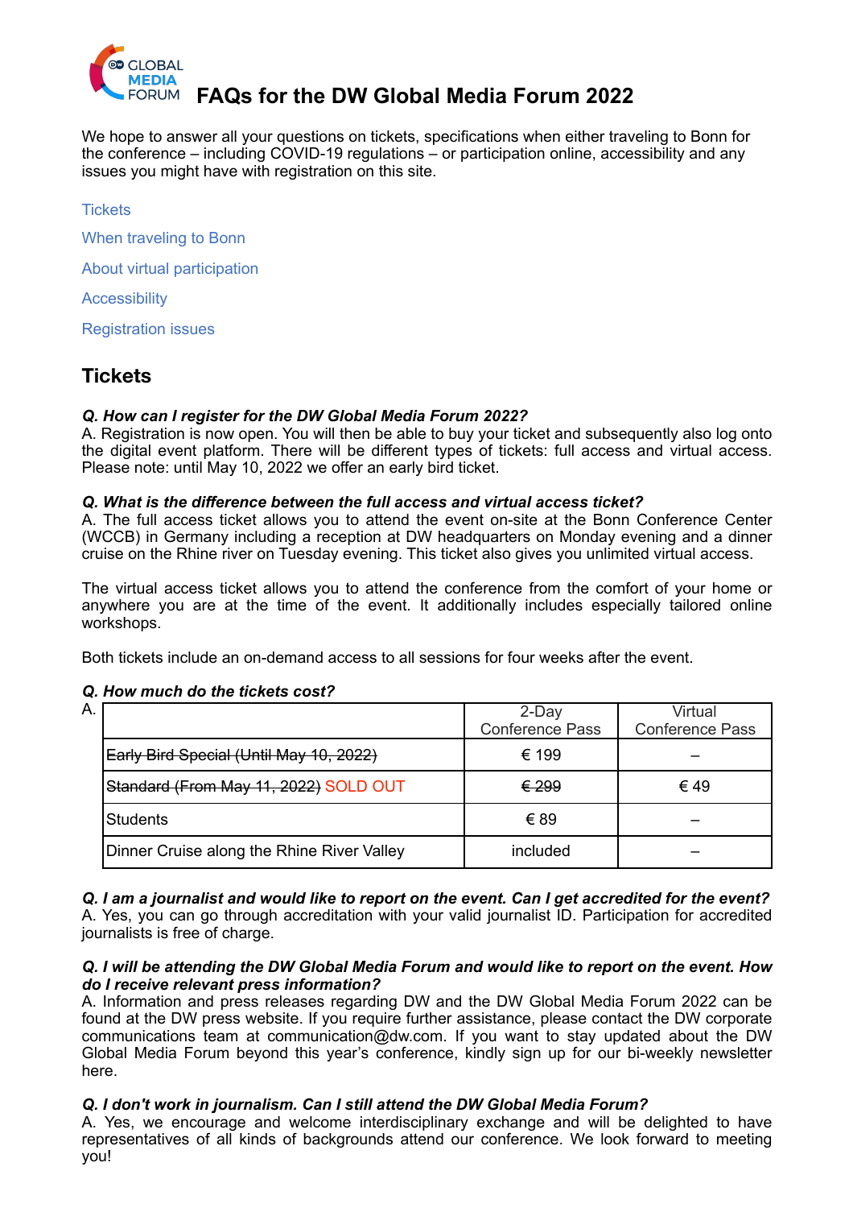# FAQs for the DW Global Media Forum 2022

We hope to answer all your questions on tickets, specifications when either traveling to Bonn for the conference – including COVID-19 regulations – or participation online, accessibility and any issues you might have with registration on this site.

- Tickets
- When traveling to Bonn
- About virtual participation
- Accessibility
- Registration issues

## Tickets

***Q. How can I register for the DW Global Media Forum 2022?***
A. Registration is now open. You will then be able to buy your ticket and subsequently also log onto the digital event platform. There will be different types of tickets: full access and virtual access. Please note: until May 10, 2022 we offer an early bird ticket.

***Q. What is the difference between the full access and virtual access ticket?***
A. The full access ticket allows you to attend the event on-site at the Bonn Conference Center (WCCB) in Germany including a reception at DW headquarters on Monday evening and a dinner cruise on the Rhine river on Tuesday evening. This ticket also gives you unlimited virtual access.

The virtual access ticket allows you to attend the conference from the comfort of your home or anywhere you are at the time of the event. It additionally includes especially tailored online workshops.

Both tickets include an on-demand access to all sessions for four weeks after the event.

***Q. How much do the tickets cost?***
A.

| | 2-Day Conference Pass | Virtual Conference Pass |
|---|---|---|
| ~~Early Bird Special (Until May 10, 2022)~~ | € 199 | – |
| ~~Standard (From May 11, 2022)~~ SOLD OUT | ~~€ 299~~ | € 49 |
| Students | € 89 | – |
| Dinner Cruise along the Rhine River Valley | included | – |

***Q. I am a journalist and would like to report on the event. Can I get accredited for the event?***
A. Yes, you can go through accreditation with your valid journalist ID. Participation for accredited journalists is free of charge.

***Q. I will be attending the DW Global Media Forum and would like to report on the event. How do I receive relevant press information?***
A. Information and press releases regarding DW and the DW Global Media Forum 2022 can be found at the DW press website. If you require further assistance, please contact the DW corporate communications team at communication@dw.com. If you want to stay updated about the DW Global Media Forum beyond this year's conference, kindly sign up for our bi-weekly newsletter here.

***Q. I don't work in journalism. Can I still attend the DW Global Media Forum?***
A. Yes, we encourage and welcome interdisciplinary exchange and will be delighted to have representatives of all kinds of backgrounds attend our conference. We look forward to meeting you!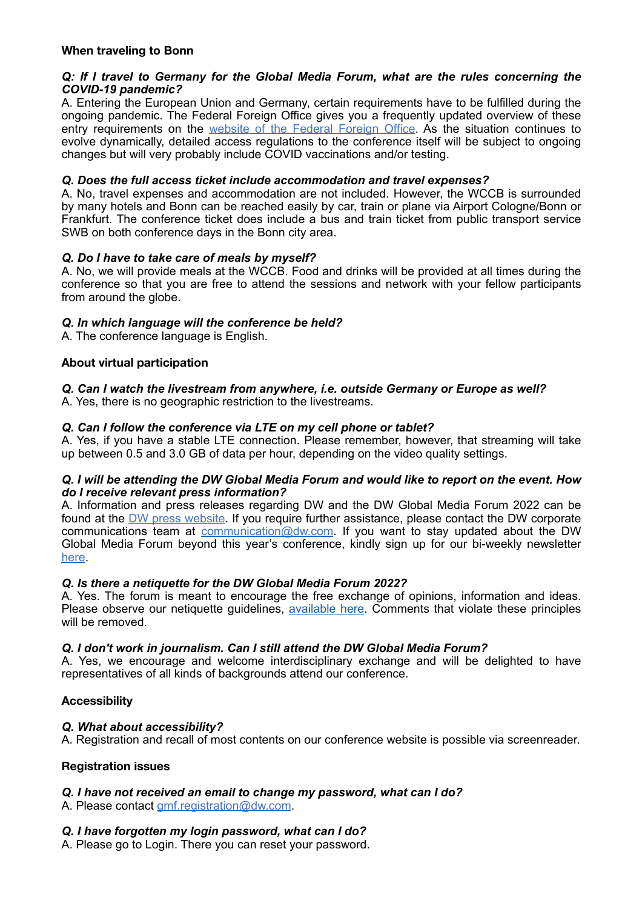## When traveling to Bonn

***Q: If I travel to Germany for the Global Media Forum, what are the rules concerning the COVID-19 pandemic?***
A. Entering the European Union and Germany, certain requirements have to be fulfilled during the ongoing pandemic. The Federal Foreign Office gives you a frequently updated overview of these entry requirements on the website of the Federal Foreign Office. As the situation continues to evolve dynamically, detailed access regulations to the conference itself will be subject to ongoing changes but will very probably include COVID vaccinations and/or testing.

***Q. Does the full access ticket include accommodation and travel expenses?***
A. No, travel expenses and accommodation are not included. However, the WCCB is surrounded by many hotels and Bonn can be reached easily by car, train or plane via Airport Cologne/Bonn or Frankfurt. The conference ticket does include a bus and train ticket from public transport service SWB on both conference days in the Bonn city area.

***Q. Do I have to take care of meals by myself?***
A. No, we will provide meals at the WCCB. Food and drinks will be provided at all times during the conference so that you are free to attend the sessions and network with your fellow participants from around the globe.

***Q. In which language will the conference be held?***
A. The conference language is English.

## About virtual participation

***Q. Can I watch the livestream from anywhere, i.e. outside Germany or Europe as well?***
A. Yes, there is no geographic restriction to the livestreams.

***Q. Can I follow the conference via LTE on my cell phone or tablet?***
A. Yes, if you have a stable LTE connection. Please remember, however, that streaming will take up between 0.5 and 3.0 GB of data per hour, depending on the video quality settings.

***Q. I will be attending the DW Global Media Forum and would like to report on the event. How do I receive relevant press information?***
A. Information and press releases regarding DW and the DW Global Media Forum 2022 can be found at the DW press website. If you require further assistance, please contact the DW corporate communications team at communication@dw.com. If you want to stay updated about the DW Global Media Forum beyond this year's conference, kindly sign up for our bi-weekly newsletter here.

***Q. Is there a netiquette for the DW Global Media Forum 2022?***
A. Yes. The forum is meant to encourage the free exchange of opinions, information and ideas. Please observe our netiquette guidelines, available here. Comments that violate these principles will be removed.

***Q. I don't work in journalism. Can I still attend the DW Global Media Forum?***
A. Yes, we encourage and welcome interdisciplinary exchange and will be delighted to have representatives of all kinds of backgrounds attend our conference.

## Accessibility

***Q. What about accessibility?***
A. Registration and recall of most contents on our conference website is possible via screenreader.

## Registration issues

***Q. I have not received an email to change my password, what can I do?***
A. Please contact gmf.registration@dw.com.

***Q. I have forgotten my login password, what can I do?***
A. Please go to Login. There you can reset your password.